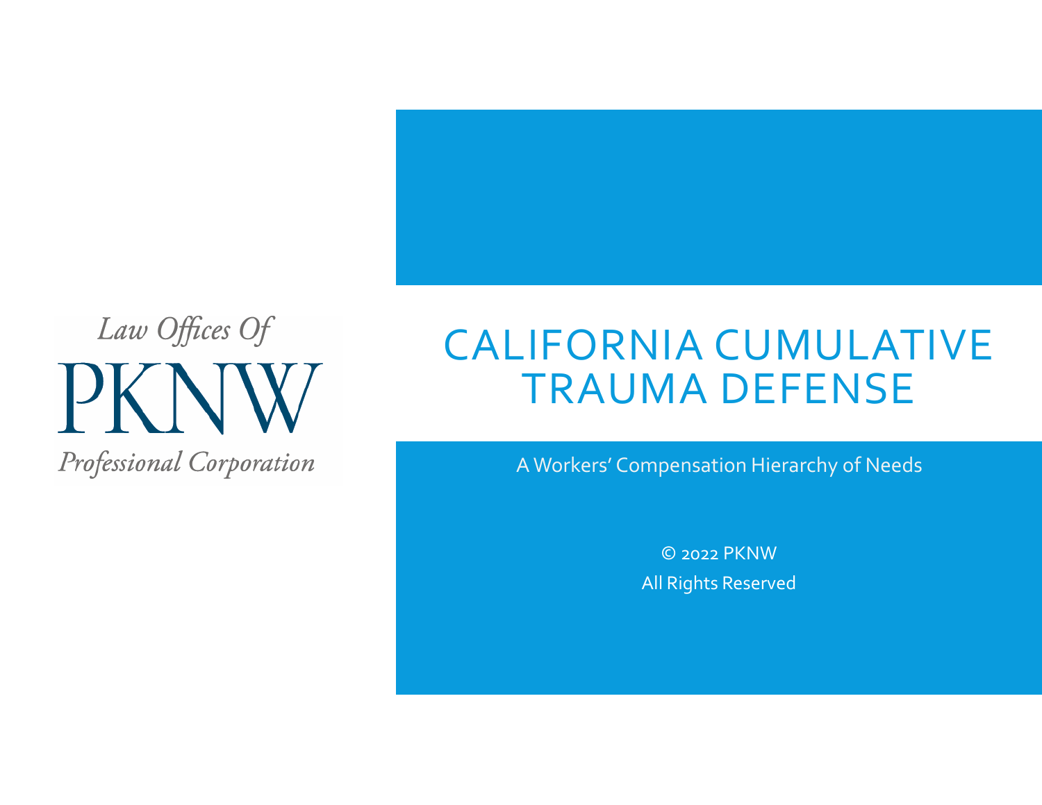Law Offices Of

PKNW

Professional Corporation

# CALIFORNIA CUMULATIVE TRAUMA DEFENSE

A Workers' Compensation Hierarchy of Needs

© 2022 PKNW

All Rights Reserved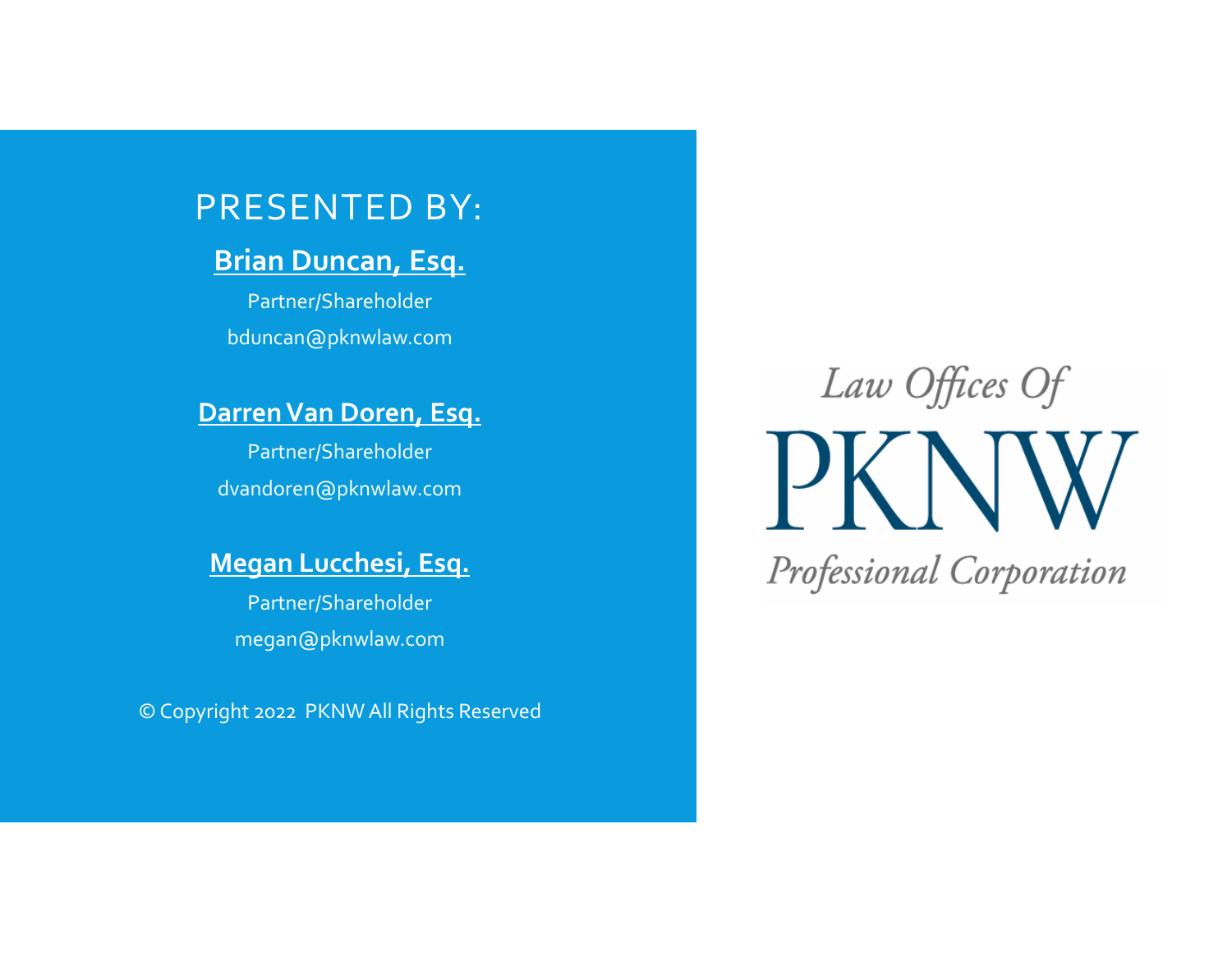## PRESENTED BY:

**Brian Duncan, Esq.**

Partner/Shareholder

bduncan@pknwlaw.com

**Darren Van Doren, Esq.**

Partner/Shareholder

dvandoren@pknwlaw.com

**Megan Lucchesi, Esq.**

Partner/Shareholder

megan@pknwlaw.com

© Copyright 2022 PKNW All Rights Reserved

*Law Offices Of*

PKNW

*Professional Corporation*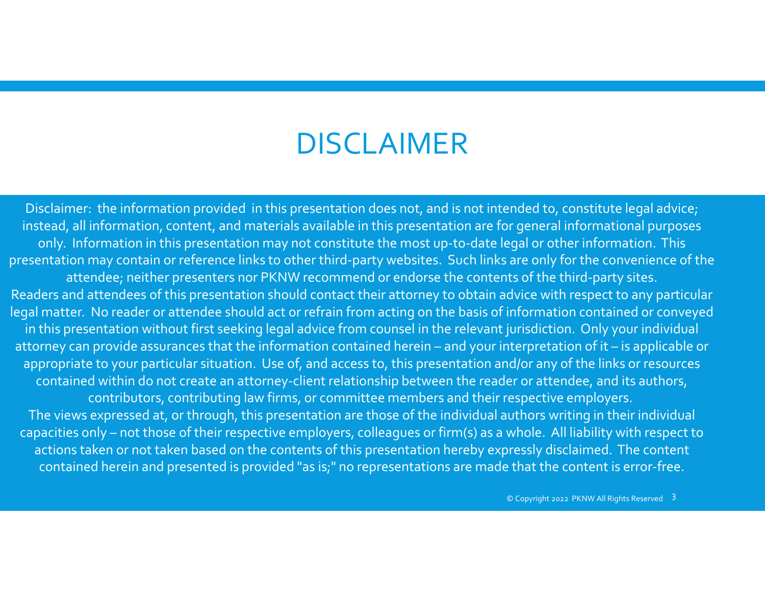# DISCLAIMER

Disclaimer: the information provided in this presentation does not, and is not intended to, constitute legal advice; instead, all information, content, and materials available in this presentation are for general informational purposes only. Information in this presentation may not constitute the most up-to-date legal or other information. This presentation may contain or reference links to other third-party websites. Such links are only for the convenience of the attendee; neither presenters nor PKNW recommend or endorse the contents of the third-party sites.

Readers and attendees of this presentation should contact their attorney to obtain advice with respect to any particular legal matter. No reader or attendee should act or refrain from acting on the basis of information contained or conveyed in this presentation without first seeking legal advice from counsel in the relevant jurisdiction. Only your individual attorney can provide assurances that the information contained herein – and your interpretation of it – is applicable or appropriate to your particular situation. Use of, and access to, this presentation and/or any of the links or resources contained within do not create an attorney-client relationship between the reader or attendee, and its authors, contributors, contributing law firms, or committee members and their respective employers.

The views expressed at, or through, this presentation are those of the individual authors writing in their individual capacities only – not those of their respective employers, colleagues or firm(s) as a whole. All liability with respect to actions taken or not taken based on the contents of this presentation hereby expressly disclaimed. The content contained herein and presented is provided "as is;" no representations are made that the content is error-free.

© Copyright 2022 PKNW All Rights Reserved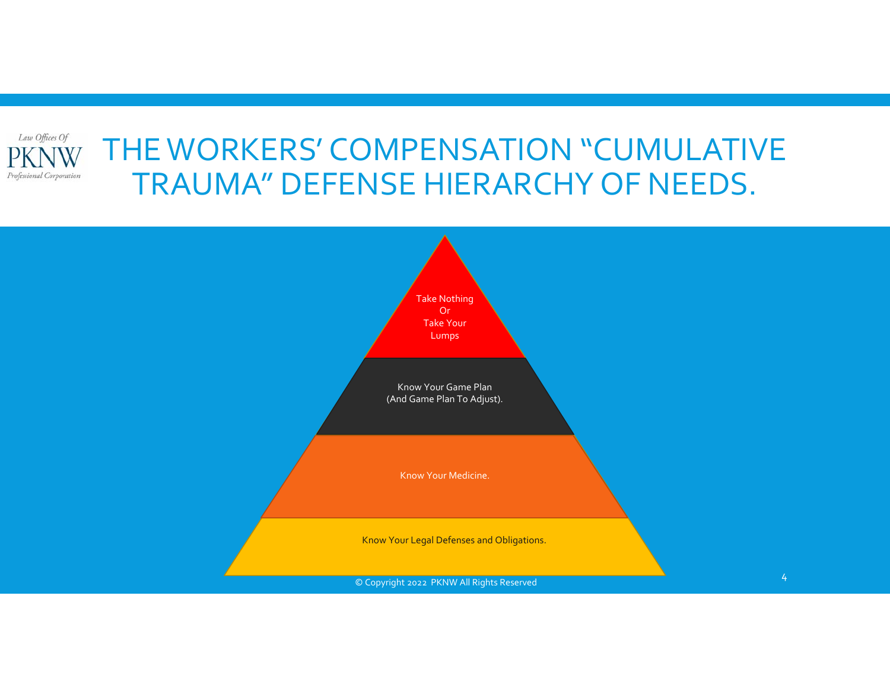Law Offices Of PKNW Professional Corporation

# THE WORKERS' COMPENSATION "CUMULATIVE TRAUMA" DEFENSE HIERARCHY OF NEEDS.

Take Nothing
Or
Take Your
Lumps

Know Your Game Plan
(And Game Plan To Adjust).

Know Your Medicine.

Know Your Legal Defenses and Obligations.

© Copyright 2022 PKNW All Rights Reserved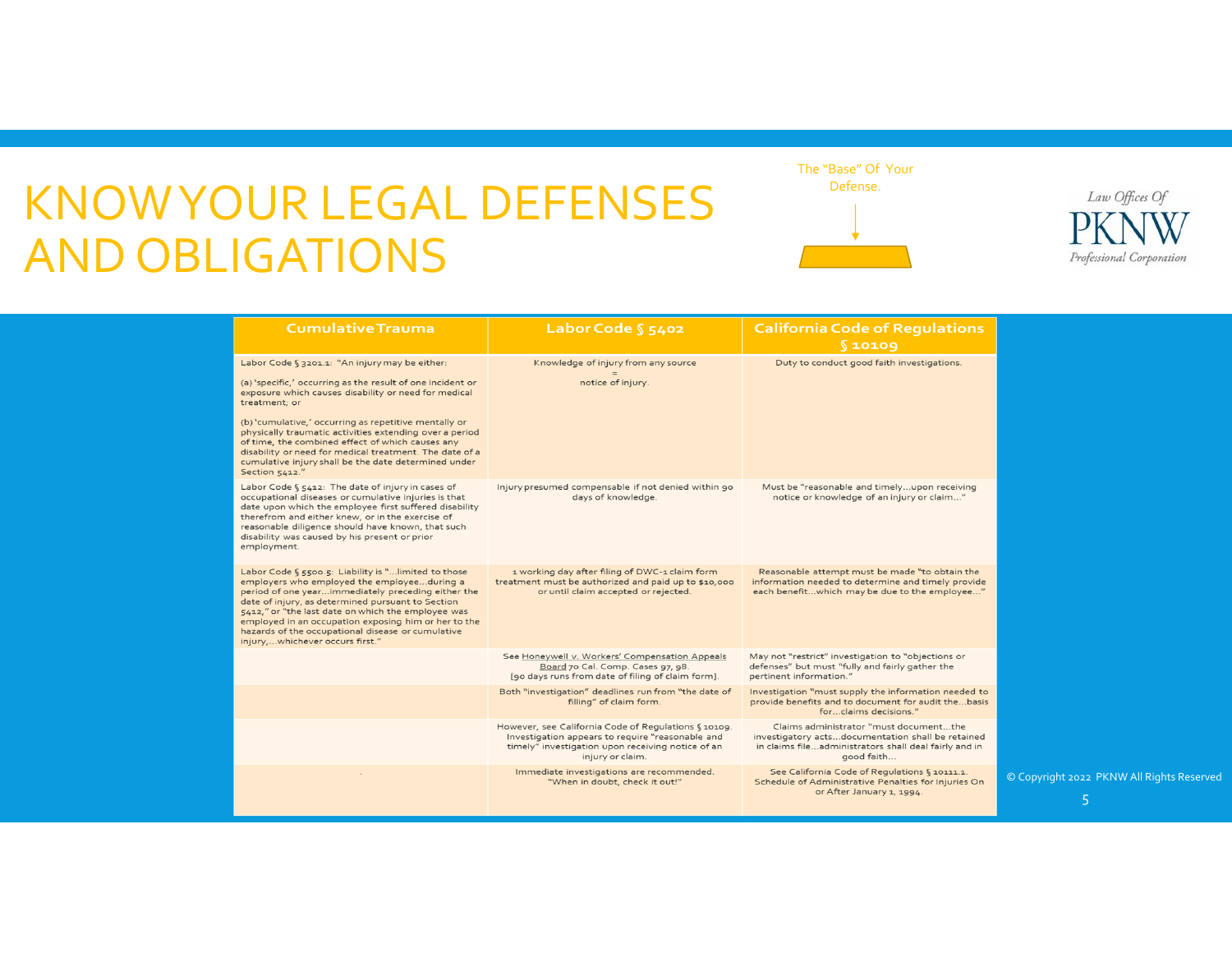# KNOW YOUR LEGAL DEFENSES AND OBLIGATIONS

The "Base" Of Your Defense.

*Law Offices Of* PKNW *Professional Corporation*

| Cumulative Trauma | Labor Code § 5402 | California Code of Regulations § 10109 |
|---|---|---|
| Labor Code § 3201.1: "An injury may be either:<br><br>(a) 'specific,' occurring as the result of one incident or exposure which causes disability or need for medical treatment; or<br><br>(b) 'cumulative,' occurring as repetitive mentally or physically traumatic activities extending over a period of time, the combined effect of which causes any disability or need for medical treatment. The date of a cumulative injury shall be the date determined under Section 5412." | Knowledge of injury from any source<br>=<br>notice of injury. | Duty to conduct good faith investigations. |
| Labor Code § 5412: The date of injury in cases of occupational diseases or cumulative injuries is that date upon which the employee first suffered disability therefrom and either knew, or in the exercise of reasonable diligence should have known, that such disability was caused by his present or prior employment. | Injury presumed compensable if not denied within 90 days of knowledge. | Must be "reasonable and timely…upon receiving notice or knowledge of an injury or claim…" |
| Labor Code § 5500.5: Liability is "…limited to those employers who employed the employee…during a period of one year…immediately preceding either the date of injury, as determined pursuant to Section 5412," or "the last date on which the employee was employed in an occupation exposing him or her to the hazards of the occupational disease or cumulative injury,…whichever occurs first." | 1 working day after filing of DWC-1 claim form treatment must be authorized and paid up to $10,000 or until claim accepted or rejected. | Reasonable attempt must be made "to obtain the information needed to determine and timely provide each benefit…which may be due to the employee…" |
| | See Honeywell v. Workers' Compensation Appeals Board 70 Cal. Comp. Cases 97, 98.<br>[90 days runs from date of filing of claim form]. | May not "restrict" investigation to "objections or defenses" but must "fully and fairly gather the pertinent information." |
| | Both "investigation" deadlines run from "the date of filing" of claim form. | Investigation "must supply the information needed to provide benefits and to document for audit the…basis for…claims decisions." |
| | However, see California Code of Regulations § 10109. Investigation appears to require "reasonable and timely" investigation upon receiving notice of an injury or claim. | Claims administrator "must document…the investigatory acts…documentation shall be retained in claims file…administrators shall deal fairly and in good faith… |
| . | Immediate investigations are recommended.<br>"When in doubt, check it out!" | See California Code of Regulations § 10111.1.<br>Schedule of Administrative Penalties for Injuries On or After January 1, 1994. |

© Copyright 2022 PKNW All Rights Reserved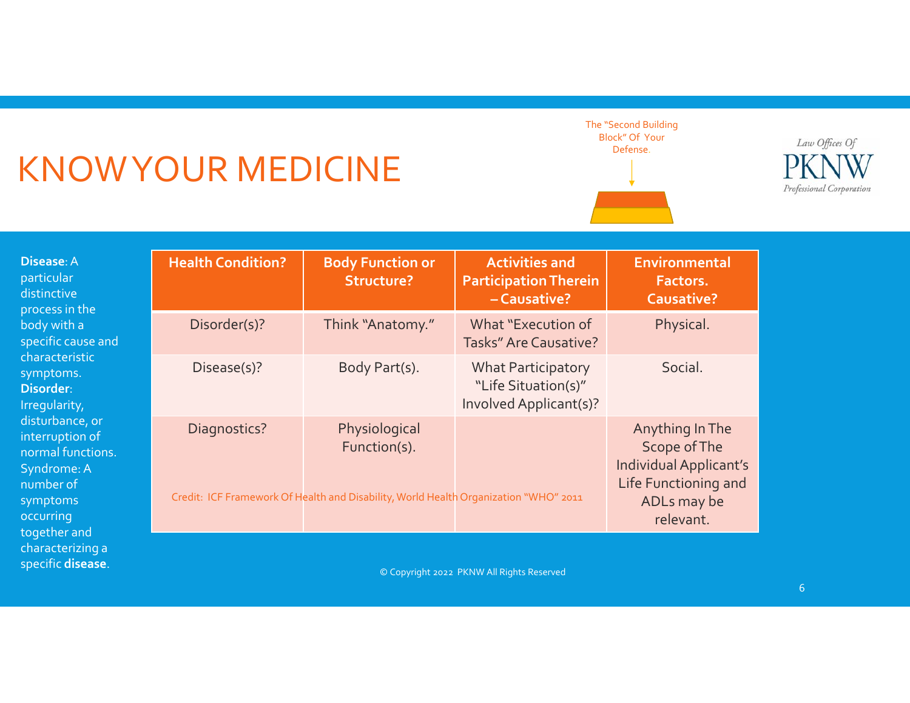# KNOW YOUR MEDICINE

The "Second Building Block" Of Your Defense.

Law Offices Of PKNW Professional Corporation

**Disease**: A particular distinctive process in the body with a specific cause and characteristic symptoms.
**Disorder**: Irregularity, disturbance, or interruption of normal functions.
Syndrome: A number of symptoms occurring together and characterizing a specific **disease**.

| Health Condition? | Body Function or Structure? | Activities and Participation Therein – Causative? | Environmental Factors. Causative? |
|---|---|---|---|
| Disorder(s)? | Think "Anatomy." | What "Execution of Tasks" Are Causative? | Physical. |
| Disease(s)? | Body Part(s). | What Participatory "Life Situation(s)" Involved Applicant(s)? | Social. |
| Diagnostics? | Physiological Function(s). | | Anything In The Scope of The Individual Applicant's Life Functioning and ADLs may be relevant. |

Credit: ICF Framework Of Health and Disability, World Health Organization "WHO" 2011

© Copyright 2022 PKNW All Rights Reserved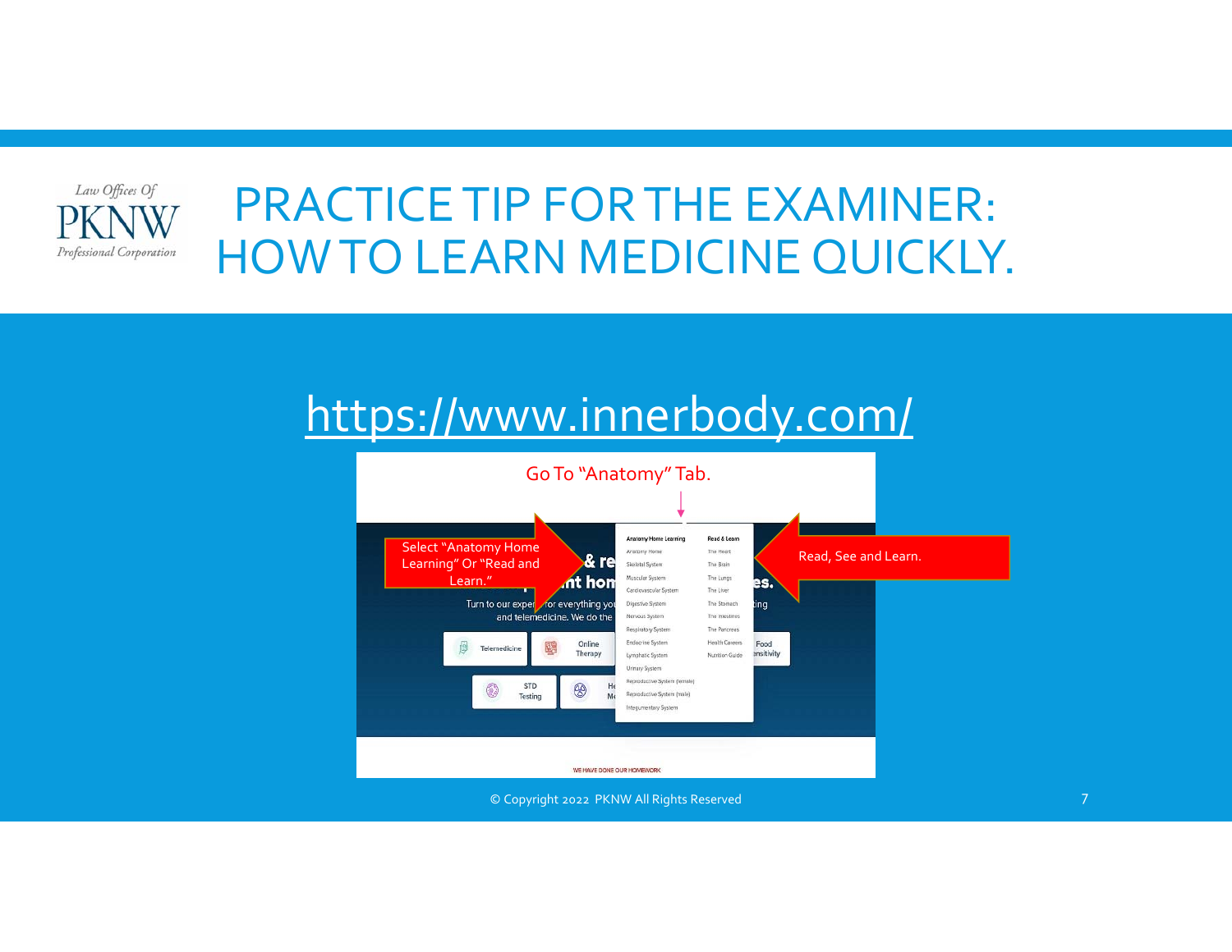# PRACTICE TIP FOR THE EXAMINER: HOW TO LEARN MEDICINE QUICKLY.

https://www.innerbody.com/

Go To "Anatomy" Tab.

Select "Anatomy Home Learning" Or "Read and Learn."

Read, See and Learn.

© Copyright 2022 PKNW All Rights Reserved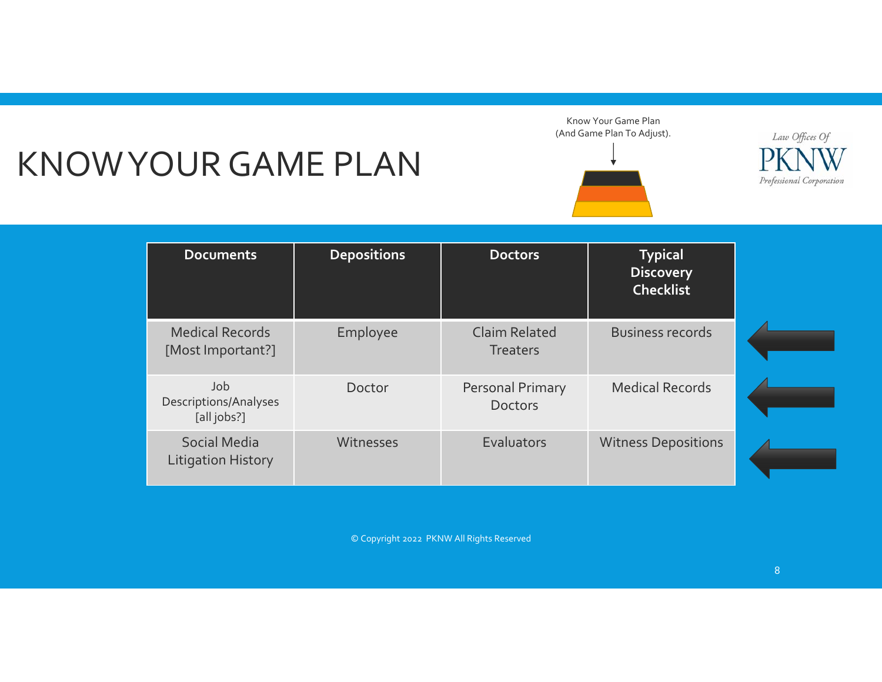# KNOW YOUR GAME PLAN

Know Your Game Plan
(And Game Plan To Adjust).

Law Offices Of
PKNW
Professional Corporation

| Documents | Depositions | Doctors | Typical Discovery Checklist |
|---|---|---|---|
| Medical Records [Most Important?] | Employee | Claim Related Treaters | Business records |
| Job Descriptions/Analyses [all jobs?] | Doctor | Personal Primary Doctors | Medical Records |
| Social Media Litigation History | Witnesses | Evaluators | Witness Depositions |

© Copyright 2022 PKNW All Rights Reserved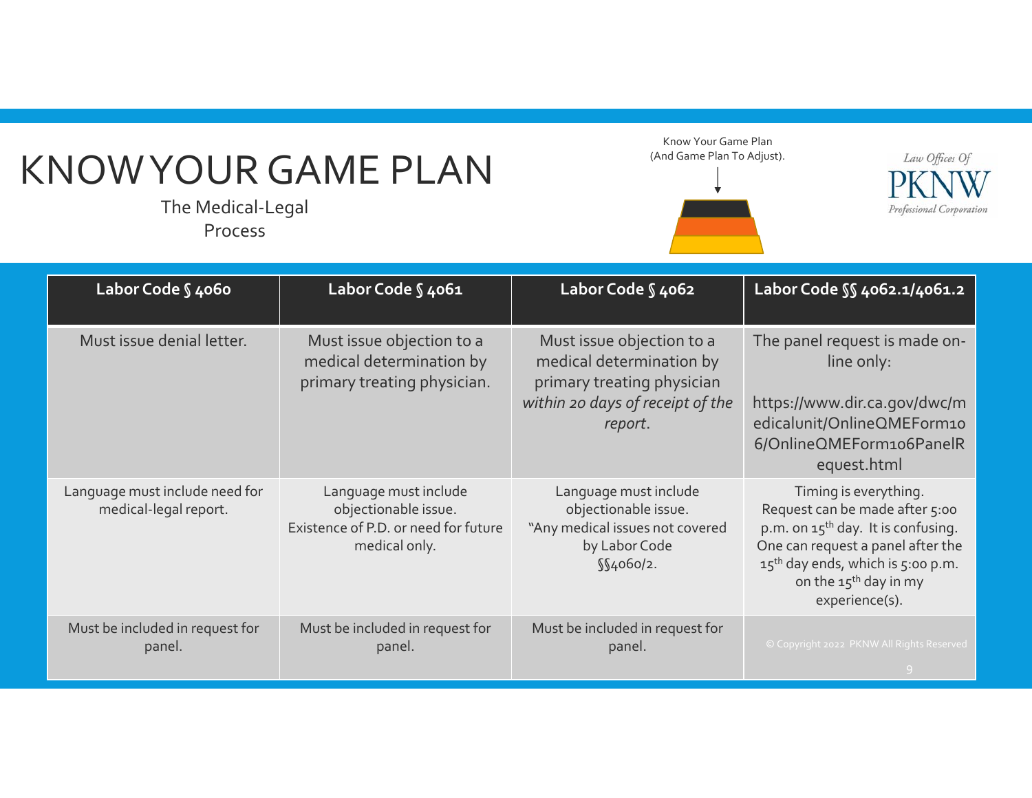# KNOW YOUR GAME PLAN

The Medical-Legal Process

Know Your Game Plan (And Game Plan To Adjust).

| Labor Code § 4060 | Labor Code § 4061 | Labor Code § 4062 | Labor Code §§ 4062.1/4061.2 |
|---|---|---|---|
| Must issue denial letter. | Must issue objection to a medical determination by primary treating physician. | Must issue objection to a medical determination by primary treating physician *within 20 days of receipt of the report*. | The panel request is made on-line only: https://www.dir.ca.gov/dwc/medicalunit/OnlineQMEForm106/OnlineQMEForm106PanelRequest.html |
| Language must include need for medical-legal report. | Language must include objectionable issue. Existence of P.D. or need for future medical only. | Language must include objectionable issue. "Any medical issues not covered by Labor Code §§4060/2. | Timing is everything. Request can be made after 5:00 p.m. on 15th day. It is confusing. One can request a panel after the 15th day ends, which is 5:00 p.m. on the 15th day in my experience(s). |
| Must be included in request for panel. | Must be included in request for panel. | Must be included in request for panel. | |

© Copyright 2022 PKNW All Rights Reserved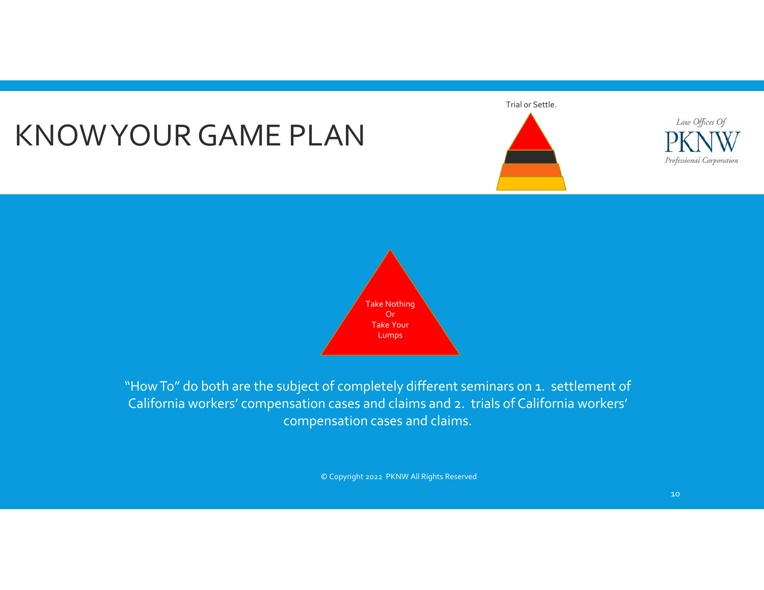# KNOW YOUR GAME PLAN

Trial or Settle.

Law Offices Of PKNW Professional Corporation

Take Nothing
Or
Take Your
Lumps

"How To" do both are the subject of completely different seminars on 1. settlement of California workers' compensation cases and claims and 2. trials of California workers' compensation cases and claims.

© Copyright 2022 PKNW All Rights Reserved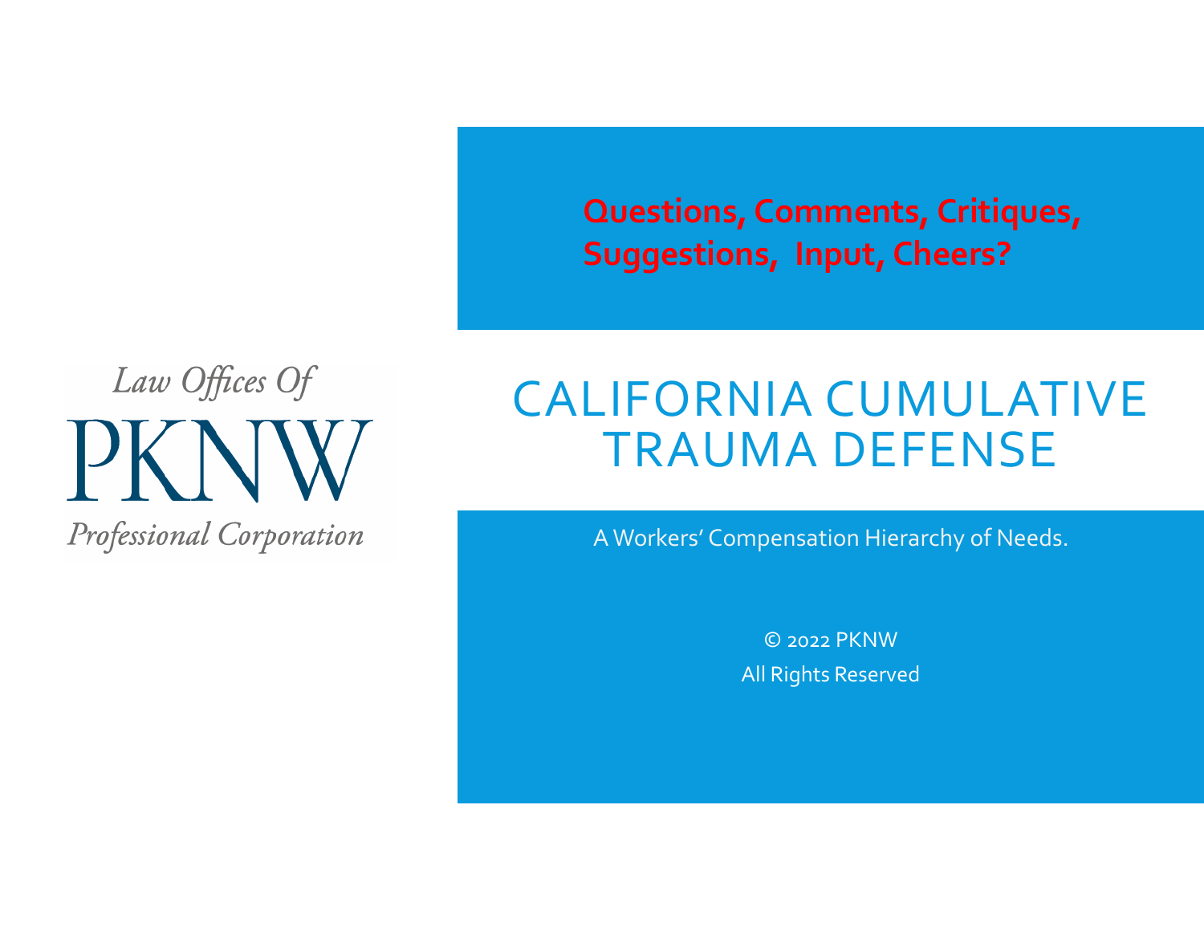**Questions, Comments, Critiques, Suggestions, Input, Cheers?**

Law Offices Of

PKNW

Professional Corporation

# CALIFORNIA CUMULATIVE TRAUMA DEFENSE

A Workers' Compensation Hierarchy of Needs.

© 2022 PKNW

All Rights Reserved